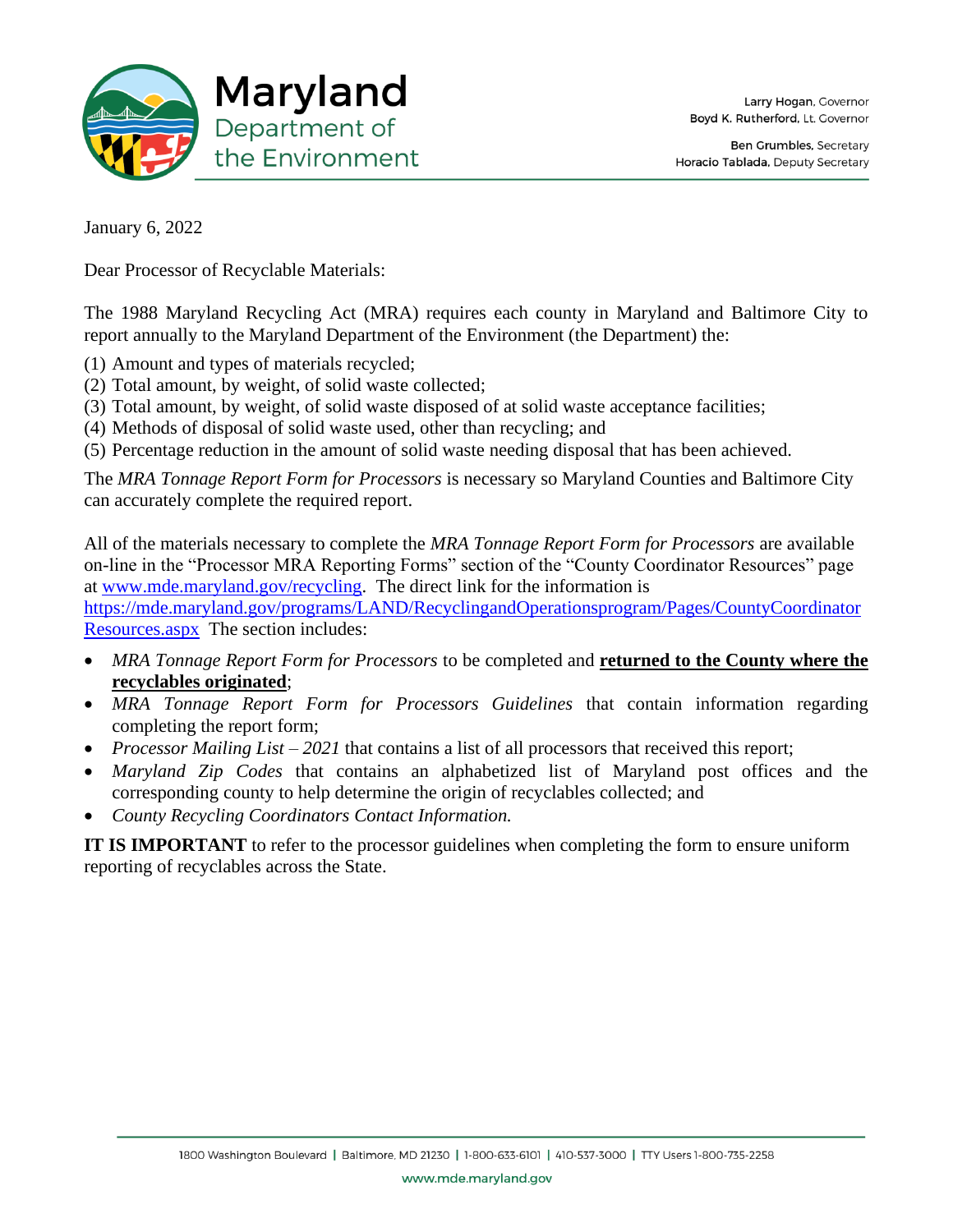# Maryland Department of the Environment

Larry Hogan, Governor
Boyd K. Rutherford, Lt. Governor

Ben Grumbles, Secretary
Horacio Tablada, Deputy Secretary

January 6, 2022

Dear Processor of Recyclable Materials:

The 1988 Maryland Recycling Act (MRA) requires each county in Maryland and Baltimore City to report annually to the Maryland Department of the Environment (the Department) the:

(1) Amount and types of materials recycled;
(2) Total amount, by weight, of solid waste collected;
(3) Total amount, by weight, of solid waste disposed of at solid waste acceptance facilities;
(4) Methods of disposal of solid waste used, other than recycling; and
(5) Percentage reduction in the amount of solid waste needing disposal that has been achieved.

The *MRA Tonnage Report Form for Processors* is necessary so Maryland Counties and Baltimore City can accurately complete the required report.

All of the materials necessary to complete the *MRA Tonnage Report Form for Processors* are available on-line in the "Processor MRA Reporting Forms" section of the "County Coordinator Resources" page at [www.mde.maryland.gov/recycling](www.mde.maryland.gov/recycling). The direct link for the information is [https://mde.maryland.gov/programs/LAND/RecyclingandOperationsprogram/Pages/CountyCoordinatorResources.aspx](https://mde.maryland.gov/programs/LAND/RecyclingandOperationsprogram/Pages/CountyCoordinatorResources.aspx) The section includes:

- *MRA Tonnage Report Form for Processors* to be completed and **returned to the County where the recyclables originated**;
- *MRA Tonnage Report Form for Processors Guidelines* that contain information regarding completing the report form;
- *Processor Mailing List – 2021* that contains a list of all processors that received this report;
- *Maryland Zip Codes* that contains an alphabetized list of Maryland post offices and the corresponding county to help determine the origin of recyclables collected; and
- *County Recycling Coordinators Contact Information.*

**IT IS IMPORTANT** to refer to the processor guidelines when completing the form to ensure uniform reporting of recyclables across the State.

1800 Washington Boulevard | Baltimore, MD 21230 | 1-800-633-6101 | 410-537-3000 | TTY Users 1-800-735-2258
www.mde.maryland.gov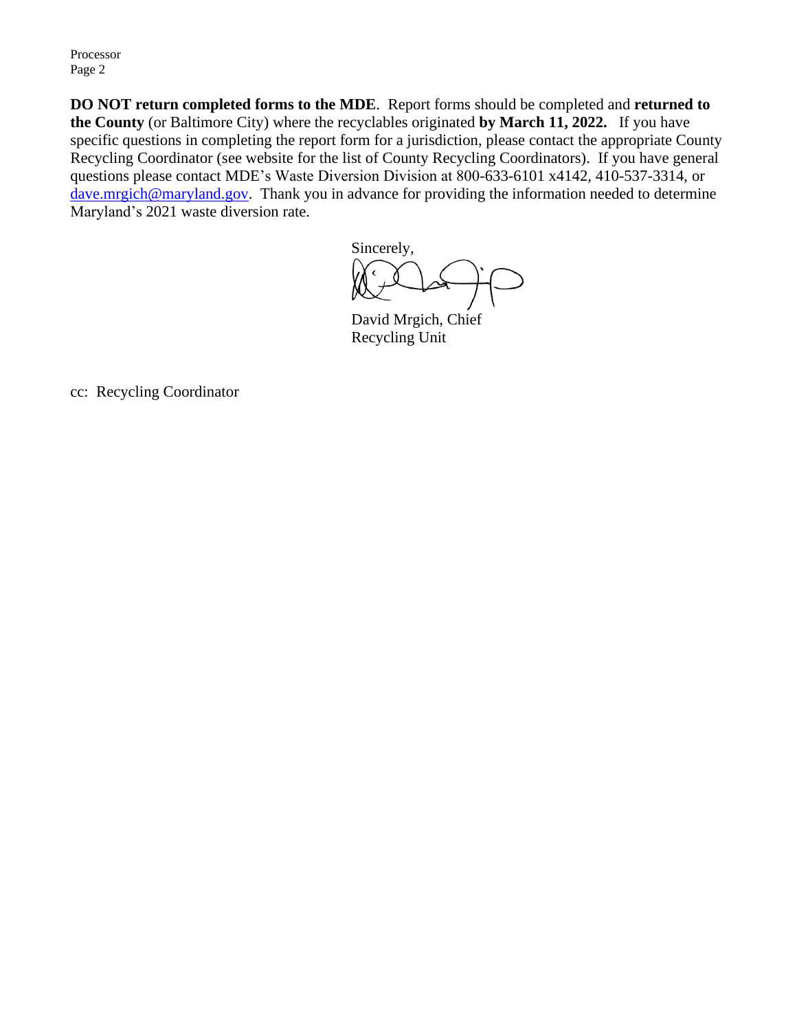**DO NOT return completed forms to the MDE**. Report forms should be completed and **returned to the County** (or Baltimore City) where the recyclables originated **by March 11, 2022.** If you have specific questions in completing the report form for a jurisdiction, please contact the appropriate County Recycling Coordinator (see website for the list of County Recycling Coordinators). If you have general questions please contact MDE's Waste Diversion Division at 800-633-6101 x4142, 410-537-3314, or dave.mrgich@maryland.gov. Thank you in advance for providing the information needed to determine Maryland's 2021 waste diversion rate.

Sincerely,

David Mrgich, Chief
Recycling Unit

cc: Recycling Coordinator